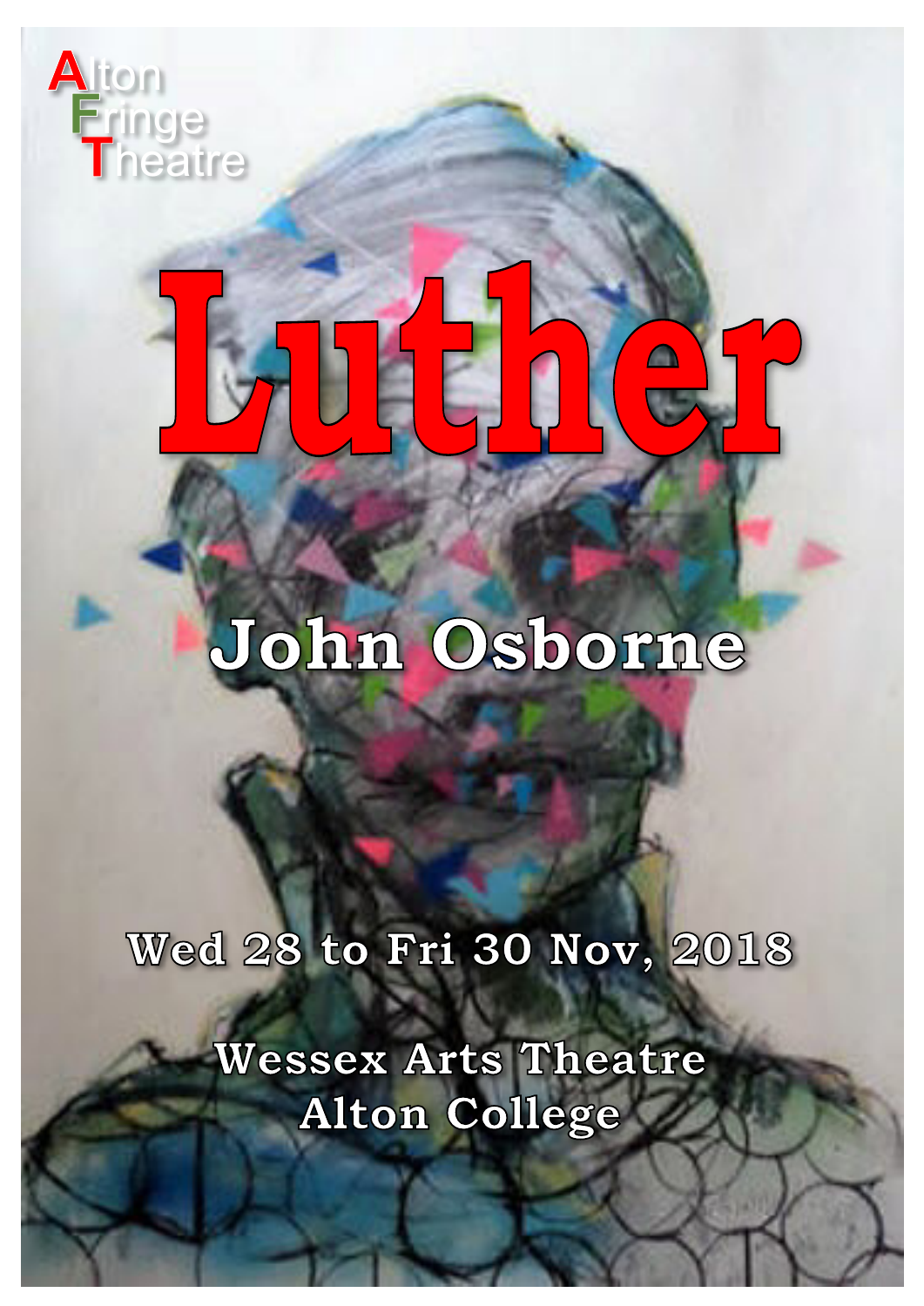Alton
Fringe
Theatre

# Luther

## John Osborne

Wed 28 to Fri 30 Nov, 2018

Wessex Arts Theatre
Alton College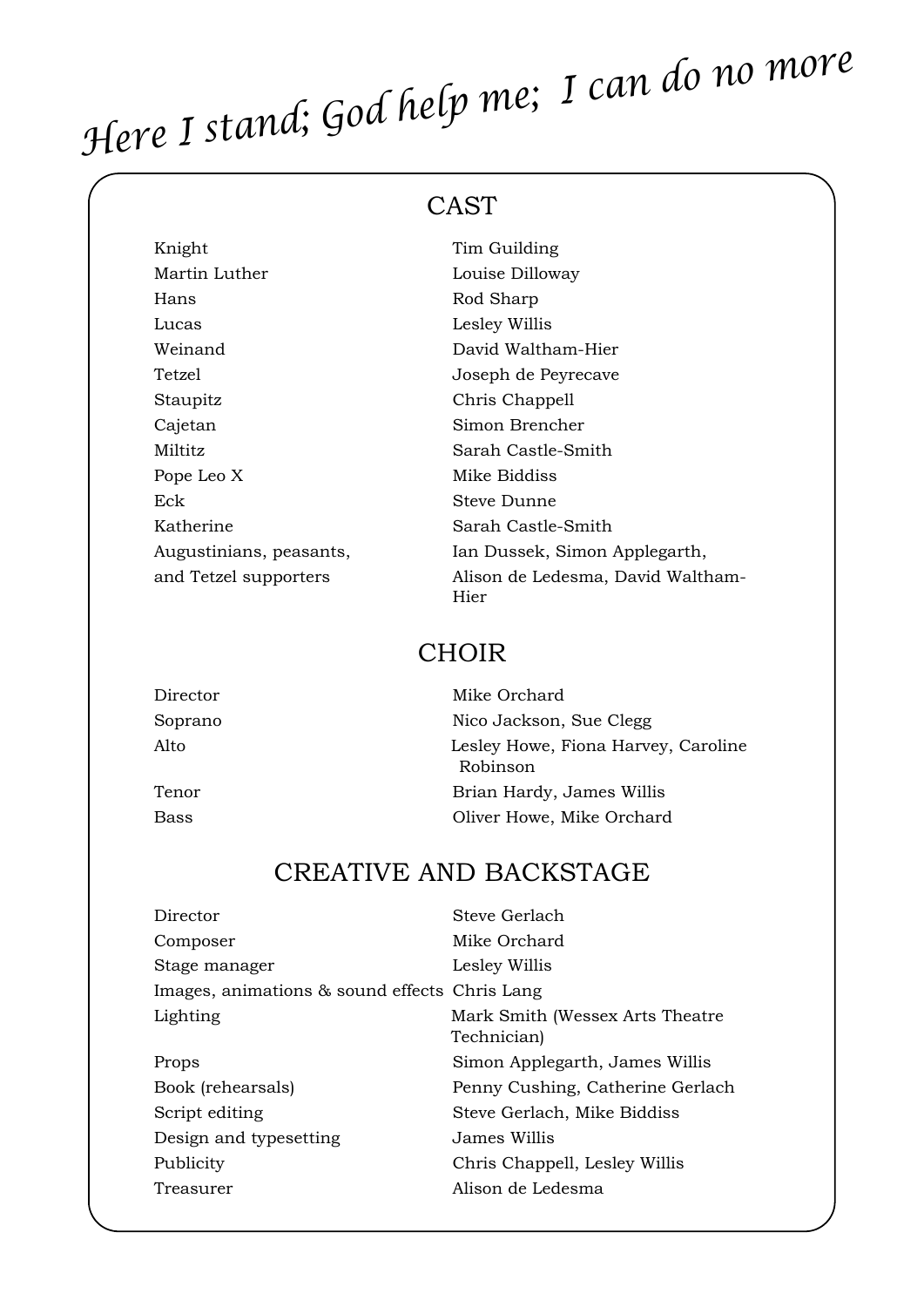*Here I stand; God help me; I can do no more*

## CAST

| | |
|---|---|
| Knight | Tim Guilding |
| Martin Luther | Louise Dilloway |
| Hans | Rod Sharp |
| Lucas | Lesley Willis |
| Weinand | David Waltham-Hier |
| Tetzel | Joseph de Peyrecave |
| Staupitz | Chris Chappell |
| Cajetan | Simon Brencher |
| Miltitz | Sarah Castle-Smith |
| Pope Leo X | Mike Biddiss |
| Eck | Steve Dunne |
| Katherine | Sarah Castle-Smith |
| Augustinians, peasants, and Tetzel supporters | Ian Dussek, Simon Applegarth, Alison de Ledesma, David Waltham-Hier |

## CHOIR

| | |
|---|---|
| Director | Mike Orchard |
| Soprano | Nico Jackson, Sue Clegg |
| Alto | Lesley Howe, Fiona Harvey, Caroline Robinson |
| Tenor | Brian Hardy, James Willis |
| Bass | Oliver Howe, Mike Orchard |

## CREATIVE AND BACKSTAGE

| | |
|---|---|
| Director | Steve Gerlach |
| Composer | Mike Orchard |
| Stage manager | Lesley Willis |
| Images, animations & sound effects | Chris Lang |
| Lighting | Mark Smith (Wessex Arts Theatre Technician) |
| Props | Simon Applegarth, James Willis |
| Book (rehearsals) | Penny Cushing, Catherine Gerlach |
| Script editing | Steve Gerlach, Mike Biddiss |
| Design and typesetting | James Willis |
| Publicity | Chris Chappell, Lesley Willis |
| Treasurer | Alison de Ledesma |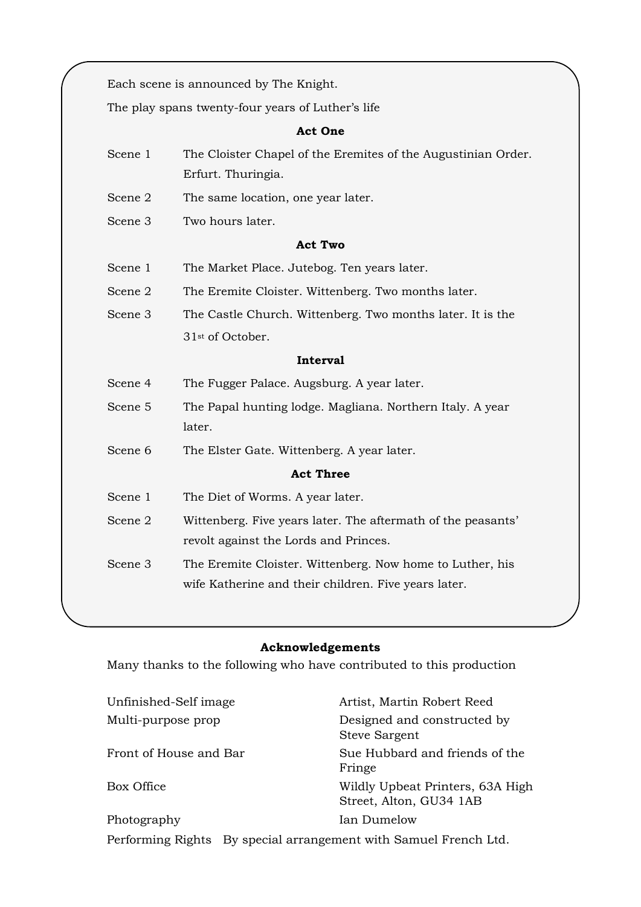Each scene is announced by The Knight.

The play spans twenty-four years of Luther's life

**Act One**

| | |
|---|---|
| Scene 1 | The Cloister Chapel of the Eremites of the Augustinian Order. Erfurt. Thuringia. |
| Scene 2 | The same location, one year later. |
| Scene 3 | Two hours later. |

**Act Two**

| | |
|---|---|
| Scene 1 | The Market Place. Jutebog. Ten years later. |
| Scene 2 | The Eremite Cloister. Wittenberg. Two months later. |
| Scene 3 | The Castle Church. Wittenberg. Two months later. It is the 31st of October. |

**Interval**

| | |
|---|---|
| Scene 4 | The Fugger Palace. Augsburg. A year later. |
| Scene 5 | The Papal hunting lodge. Magliana. Northern Italy. A year later. |
| Scene 6 | The Elster Gate. Wittenberg. A year later. |

**Act Three**

| | |
|---|---|
| Scene 1 | The Diet of Worms. A year later. |
| Scene 2 | Wittenberg. Five years later. The aftermath of the peasants' revolt against the Lords and Princes. |
| Scene 3 | The Eremite Cloister. Wittenberg. Now home to Luther, his wife Katherine and their children. Five years later. |

**Acknowledgements**

Many thanks to the following who have contributed to this production

| | |
|---|---|
| Unfinished-Self image | Artist, Martin Robert Reed |
| Multi-purpose prop | Designed and constructed by Steve Sargent |
| Front of House and Bar | Sue Hubbard and friends of the Fringe |
| Box Office | Wildly Upbeat Printers, 63A High Street, Alton, GU34 1AB |
| Photography | Ian Dumelow |

Performing Rights By special arrangement with Samuel French Ltd.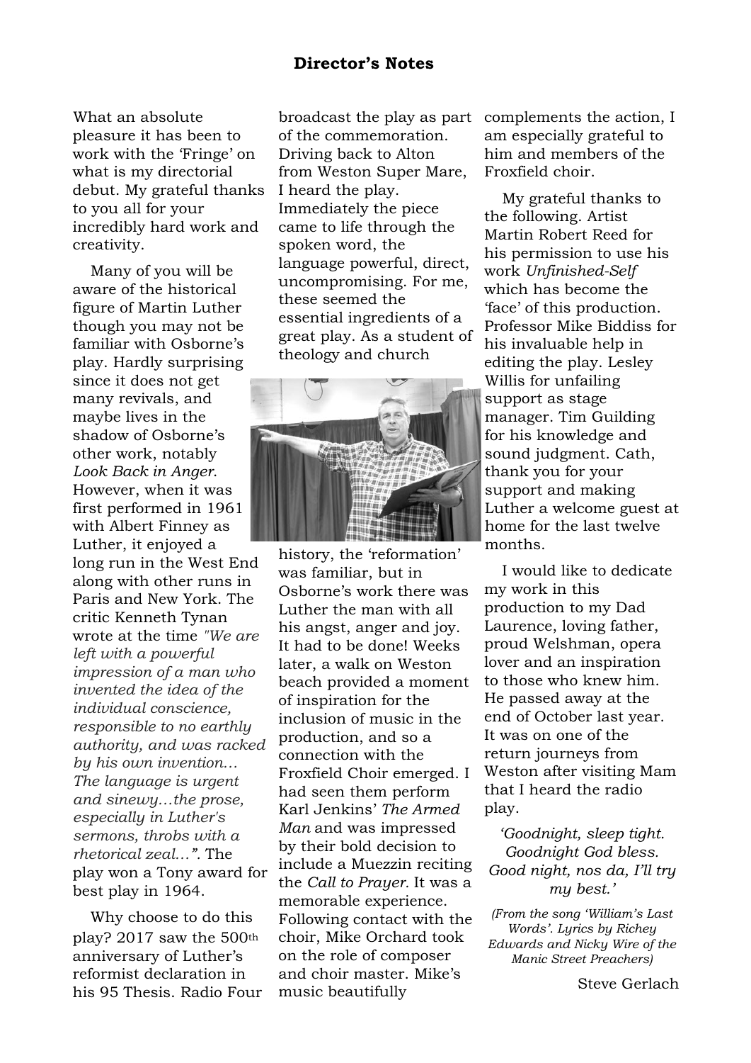## Director's Notes

What an absolute pleasure it has been to work with the 'Fringe' on what is my directorial debut. My grateful thanks to you all for your incredibly hard work and creativity.

Many of you will be aware of the historical figure of Martin Luther though you may not be familiar with Osborne's play. Hardly surprising since it does not get many revivals, and maybe lives in the shadow of Osborne's other work, notably *Look Back in Anger*. However, when it was first performed in 1961 with Albert Finney as Luther, it enjoyed a long run in the West End along with other runs in Paris and New York. The critic Kenneth Tynan wrote at the time *"We are left with a powerful impression of a man who invented the idea of the individual conscience, responsible to no earthly authority, and was racked by his own invention… The language is urgent and sinewy…the prose, especially in Luther's sermons, throbs with a rhetorical zeal…"*. The play won a Tony award for best play in 1964.

Why choose to do this play? 2017 saw the 500th anniversary of Luther's reformist declaration in his 95 Thesis. Radio Four broadcast the play as part of the commemoration. Driving back to Alton from Weston Super Mare, I heard the play. Immediately the piece came to life through the spoken word, the language powerful, direct, uncompromising. For me, these seemed the essential ingredients of a great play. As a student of theology and church history, the 'reformation' was familiar, but in Osborne's work there was Luther the man with all his angst, anger and joy. It had to be done! Weeks later, a walk on Weston beach provided a moment of inspiration for the inclusion of music in the production, and so a connection with the Froxfield Choir emerged. I had seen them perform Karl Jenkins' *The Armed Man* and was impressed by their bold decision to include a Muezzin reciting the *Call to Prayer.* It was a memorable experience. Following contact with the choir, Mike Orchard took on the role of composer and choir master. Mike's music beautifully complements the action, I am especially grateful to him and members of the Froxfield choir.

My grateful thanks to the following. Artist Martin Robert Reed for his permission to use his work *Unfinished-Self* which has become the 'face' of this production. Professor Mike Biddiss for his invaluable help in editing the play. Lesley Willis for unfailing support as stage manager. Tim Guilding for his knowledge and sound judgment. Cath, thank you for your support and making Luther a welcome guest at home for the last twelve months.

I would like to dedicate my work in this production to my Dad Laurence, loving father, proud Welshman, opera lover and an inspiration to those who knew him. He passed away at the end of October last year. It was on one of the return journeys from Weston after visiting Mam that I heard the radio play.

*'Goodnight, sleep tight. Goodnight God bless. Good night, nos da, I'll try my best.'*

*(From the song 'William's Last Words'. Lyrics by Richey Edwards and Nicky Wire of the Manic Street Preachers)*

Steve Gerlach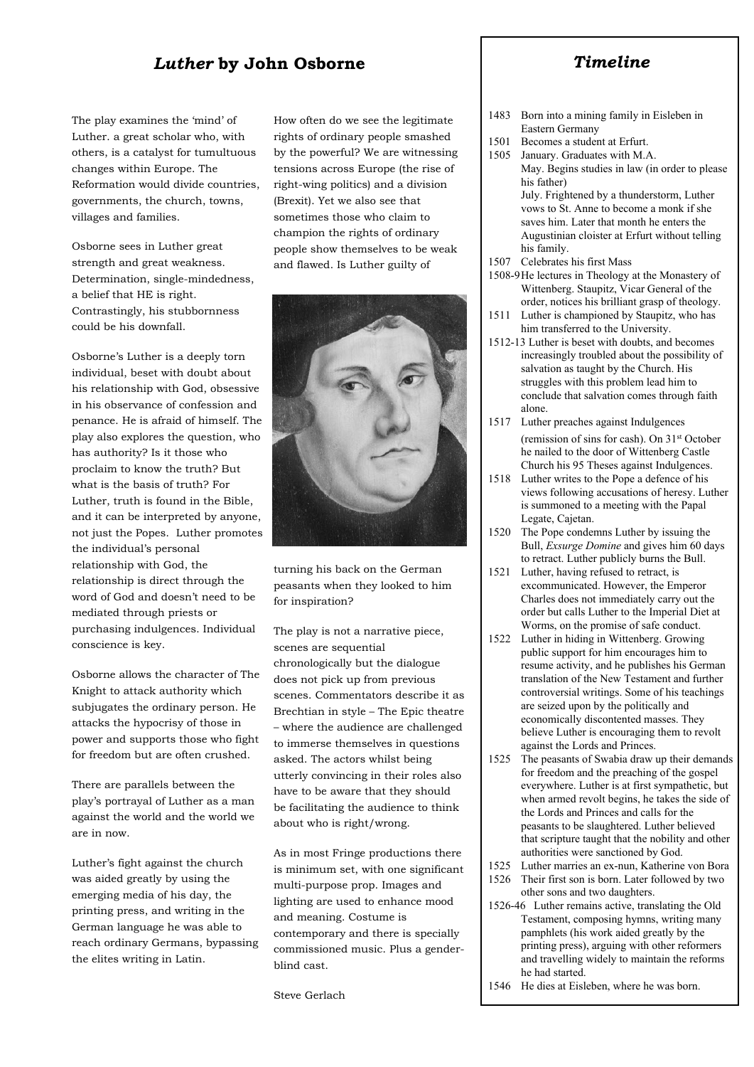## *Luther* by John Osborne

The play examines the 'mind' of Luther. a great scholar who, with others, is a catalyst for tumultuous changes within Europe. The Reformation would divide countries, governments, the church, towns, villages and families.

Osborne sees in Luther great strength and great weakness. Determination, single-mindedness, a belief that HE is right. Contrastingly, his stubbornness could be his downfall.

Osborne's Luther is a deeply torn individual, beset with doubt about his relationship with God, obsessive in his observance of confession and penance. He is afraid of himself. The play also explores the question, who has authority? Is it those who proclaim to know the truth? But what is the basis of truth? For Luther, truth is found in the Bible, and it can be interpreted by anyone, not just the Popes. Luther promotes the individual's personal relationship with God, the relationship is direct through the word of God and doesn't need to be mediated through priests or purchasing indulgences. Individual conscience is key.

Osborne allows the character of The Knight to attack authority which subjugates the ordinary person. He attacks the hypocrisy of those in power and supports those who fight for freedom but are often crushed.

There are parallels between the play's portrayal of Luther as a man against the world and the world we are in now.

Luther's fight against the church was aided greatly by using the emerging media of his day, the printing press, and writing in the German language he was able to reach ordinary Germans, bypassing the elites writing in Latin.

How often do we see the legitimate rights of ordinary people smashed by the powerful? We are witnessing tensions across Europe (the rise of right-wing politics) and a division (Brexit). Yet we also see that sometimes those who claim to champion the rights of ordinary people show themselves to be weak and flawed. Is Luther guilty of turning his back on the German peasants when they looked to him for inspiration?

The play is not a narrative piece, scenes are sequential chronologically but the dialogue does not pick up from previous scenes. Commentators describe it as Brechtian in style – The Epic theatre – where the audience are challenged to immerse themselves in questions asked. The actors whilst being utterly convincing in their roles also have to be aware that they should be facilitating the audience to think about who is right/wrong.

As in most Fringe productions there is minimum set, with one significant multi-purpose prop. Images and lighting are used to enhance mood and meaning. Costume is contemporary and there is specially commissioned music. Plus a gender-blind cast.

Steve Gerlach

## *Timeline*

- 1483 Born into a mining family in Eisleben in Eastern Germany
- 1501 Becomes a student at Erfurt.
- 1505 January. Graduates with M.A.
  May. Begins studies in law (in order to please his father)
  July. Frightened by a thunderstorm, Luther vows to St. Anne to become a monk if she saves him. Later that month he enters the Augustinian cloister at Erfurt without telling his family.
- 1507 Celebrates his first Mass
- 1508-9 He lectures in Theology at the Monastery of Wittenberg. Staupitz, Vicar General of the order, notices his brilliant grasp of theology.
- 1511 Luther is championed by Staupitz, who has him transferred to the University.
- 1512-13 Luther is beset with doubts, and becomes increasingly troubled about the possibility of salvation as taught by the Church. His struggles with this problem lead him to conclude that salvation comes through faith alone.
- 1517 Luther preaches against Indulgences (remission of sins for cash). On 31st October he nailed to the door of Wittenberg Castle Church his 95 Theses against Indulgences.
- 1518 Luther writes to the Pope a defence of his views following accusations of heresy. Luther is summoned to a meeting with the Papal Legate, Cajetan.
- 1520 The Pope condemns Luther by issuing the Bull, *Exsurge Domine* and gives him 60 days to retract. Luther publicly burns the Bull.
- 1521 Luther, having refused to retract, is excommunicated. However, the Emperor Charles does not immediately carry out the order but calls Luther to the Imperial Diet at Worms, on the promise of safe conduct.
- 1522 Luther in hiding in Wittenberg. Growing public support for him encourages him to resume activity, and he publishes his German translation of the New Testament and further controversial writings. Some of his teachings are seized upon by the politically and economically discontented masses. They believe Luther is encouraging them to revolt against the Lords and Princes.
- 1525 The peasants of Swabia draw up their demands for freedom and the preaching of the gospel everywhere. Luther is at first sympathetic, but when armed revolt begins, he takes the side of the Lords and Princes and calls for the peasants to be slaughtered. Luther believed that scripture taught that the nobility and other authorities were sanctioned by God.
- 1525 Luther marries an ex-nun, Katherine von Bora
- 1526 Their first son is born. Later followed by two other sons and two daughters.
- 1526-46 Luther remains active, translating the Old Testament, composing hymns, writing many pamphlets (his work aided greatly by the printing press), arguing with other reformers and travelling widely to maintain the reforms he had started.
- 1546 He dies at Eisleben, where he was born.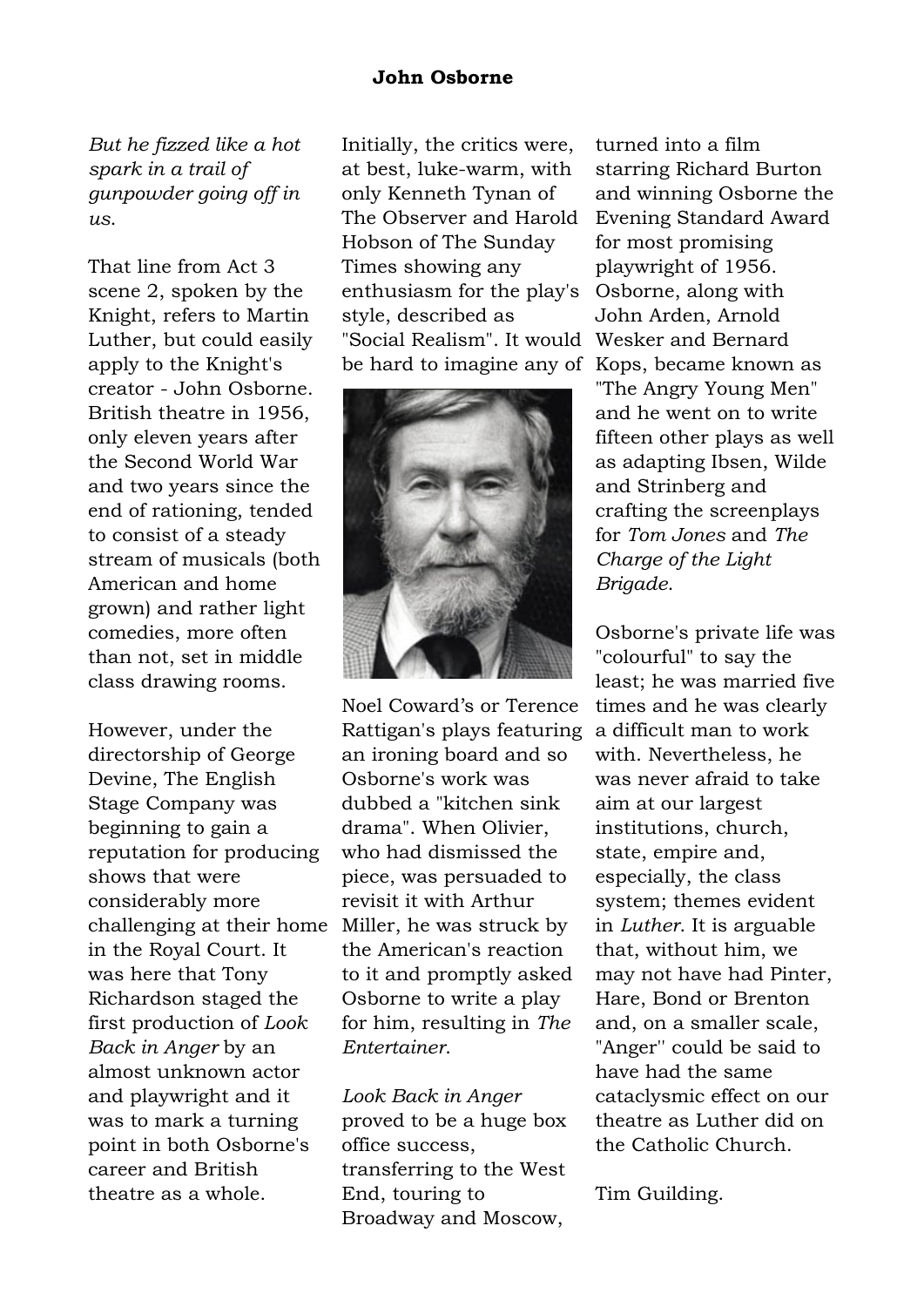**John Osborne**

*But he fizzed like a hot spark in a trail of gunpowder going off in us.*

That line from Act 3 scene 2, spoken by the Knight, refers to Martin Luther, but could easily apply to the Knight's creator - John Osborne. British theatre in 1956, only eleven years after the Second World War and two years since the end of rationing, tended to consist of a steady stream of musicals (both American and home grown) and rather light comedies, more often than not, set in middle class drawing rooms.

However, under the directorship of George Devine, The English Stage Company was beginning to gain a reputation for producing shows that were considerably more challenging at their home in the Royal Court. It was here that Tony Richardson staged the first production of *Look Back in Anger* by an almost unknown actor and playwright and it was to mark a turning point in both Osborne's career and British theatre as a whole.

Initially, the critics were, at best, luke-warm, with only Kenneth Tynan of The Observer and Harold Hobson of The Sunday Times showing any enthusiasm for the play's style, described as "Social Realism". It would be hard to imagine any of Noel Coward's or Terence Rattigan's plays featuring an ironing board and so Osborne's work was dubbed a "kitchen sink drama". When Olivier, who had dismissed the piece, was persuaded to revisit it with Arthur Miller, he was struck by the American's reaction to it and promptly asked Osborne to write a play for him, resulting in *The Entertainer*.

*Look Back in Anger* proved to be a huge box office success, transferring to the West End, touring to Broadway and Moscow, turned into a film starring Richard Burton and winning Osborne the Evening Standard Award for most promising playwright of 1956. Osborne, along with John Arden, Arnold Wesker and Bernard Kops, became known as "The Angry Young Men" and he went on to write fifteen other plays as well as adapting Ibsen, Wilde and Strinberg and crafting the screenplays for *Tom Jones* and *The Charge of the Light Brigade*.

Osborne's private life was "colourful" to say the least; he was married five times and he was clearly a difficult man to work with. Nevertheless, he was never afraid to take aim at our largest institutions, church, state, empire and, especially, the class system; themes evident in *Luther*. It is arguable that, without him, we may not have had Pinter, Hare, Bond or Brenton and, on a smaller scale, "Anger" could be said to have had the same cataclysmic effect on our theatre as Luther did on the Catholic Church.

Tim Guilding.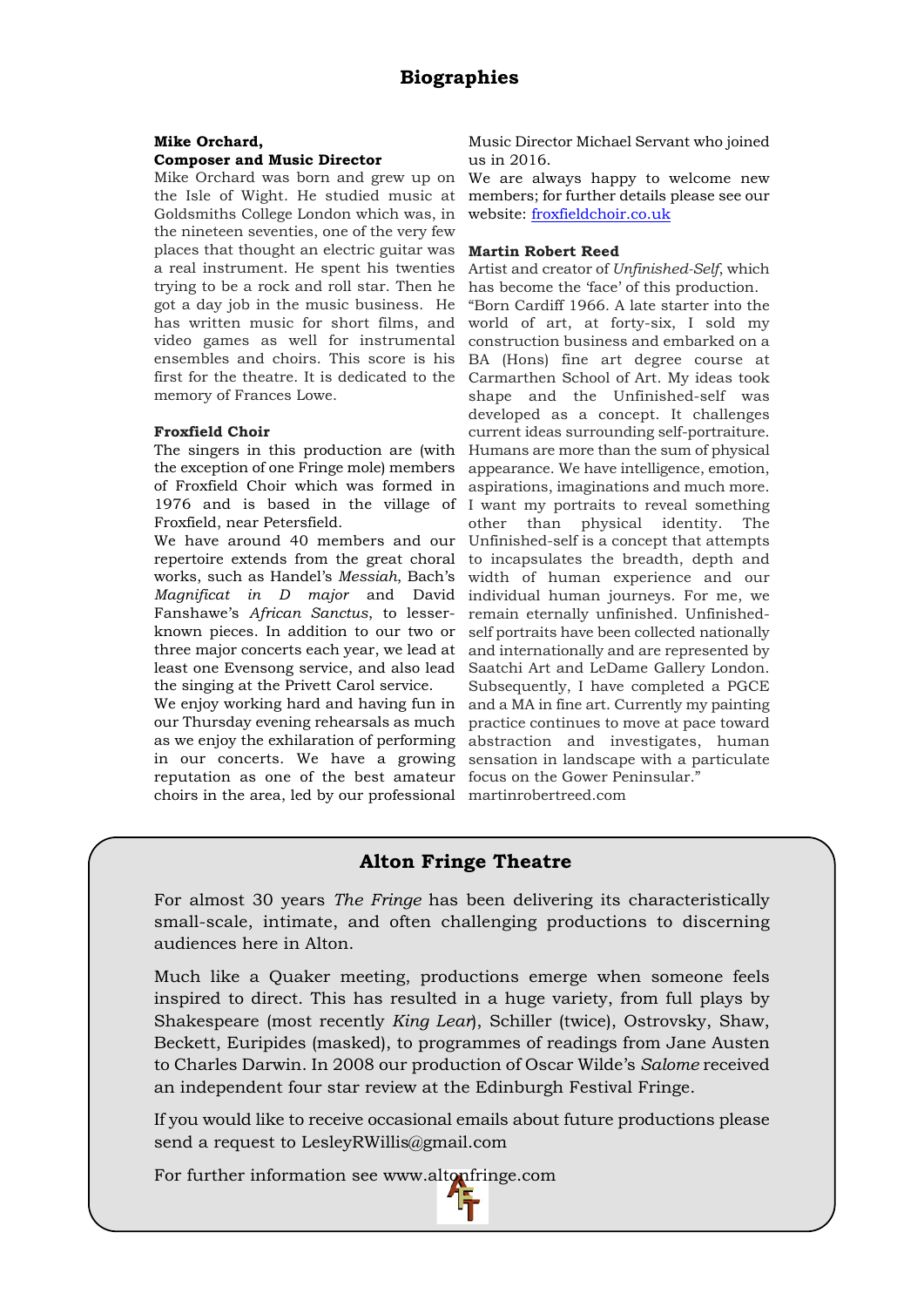# Biographies

**Mike Orchard,**
**Composer and Music Director**

Mike Orchard was born and grew up on the Isle of Wight. He studied music at Goldsmiths College London which was, in the nineteen seventies, one of the very few places that thought an electric guitar was a real instrument. He spent his twenties trying to be a rock and roll star. Then he got a day job in the music business. He has written music for short films, and video games as well for instrumental ensembles and choirs. This score is his first for the theatre. It is dedicated to the memory of Frances Lowe.

**Froxfield Choir**

The singers in this production are (with the exception of one Fringe mole) members of Froxfield Choir which was formed in 1976 and is based in the village of Froxfield, near Petersfield.

We have around 40 members and our repertoire extends from the great choral works, such as Handel's *Messiah*, Bach's *Magnificat in D major* and David Fanshawe's *African Sanctus*, to lesser-known pieces. In addition to our two or three major concerts each year, we lead at least one Evensong service, and also lead the singing at the Privett Carol service.

We enjoy working hard and having fun in our Thursday evening rehearsals as much as we enjoy the exhilaration of performing in our concerts. We have a growing reputation as one of the best amateur choirs in the area, led by our professional Music Director Michael Servant who joined us in 2016.

We are always happy to welcome new members; for further details please see our website: [froxfieldchoir.co.uk](froxfieldchoir.co.uk)

**Martin Robert Reed**

Artist and creator of *Unfinished-Self*, which has become the 'face' of this production.

"Born Cardiff 1966. A late starter into the world of art, at forty-six, I sold my construction business and embarked on a BA (Hons) fine art degree course at Carmarthen School of Art. My ideas took shape and the Unfinished-self was developed as a concept. It challenges current ideas surrounding self-portraiture. Humans are more than the sum of physical appearance. We have intelligence, emotion, aspirations, imaginations and much more. I want my portraits to reveal something other than physical identity. The Unfinished-self is a concept that attempts to incapsulates the breadth, depth and width of human experience and our individual human journeys. For me, we remain eternally unfinished. Unfinished-self portraits have been collected nationally and internationally and are represented by Saatchi Art and LeDame Gallery London. Subsequently, I have completed a PGCE and a MA in fine art. Currently my painting practice continues to move at pace toward abstraction and investigates, human sensation in landscape with a particulate focus on the Gower Peninsular."

martinrobertreed.com

## Alton Fringe Theatre

For almost 30 years *The Fringe* has been delivering its characteristically small-scale, intimate, and often challenging productions to discerning audiences here in Alton.

Much like a Quaker meeting, productions emerge when someone feels inspired to direct. This has resulted in a huge variety, from full plays by Shakespeare (most recently *King Lear*), Schiller (twice), Ostrovsky, Shaw, Beckett, Euripides (masked), to programmes of readings from Jane Austen to Charles Darwin. In 2008 our production of Oscar Wilde's *Salome* received an independent four star review at the Edinburgh Festival Fringe.

If you would like to receive occasional emails about future productions please send a request to LesleyRWillis@gmail.com

For further information see www.altonfringe.com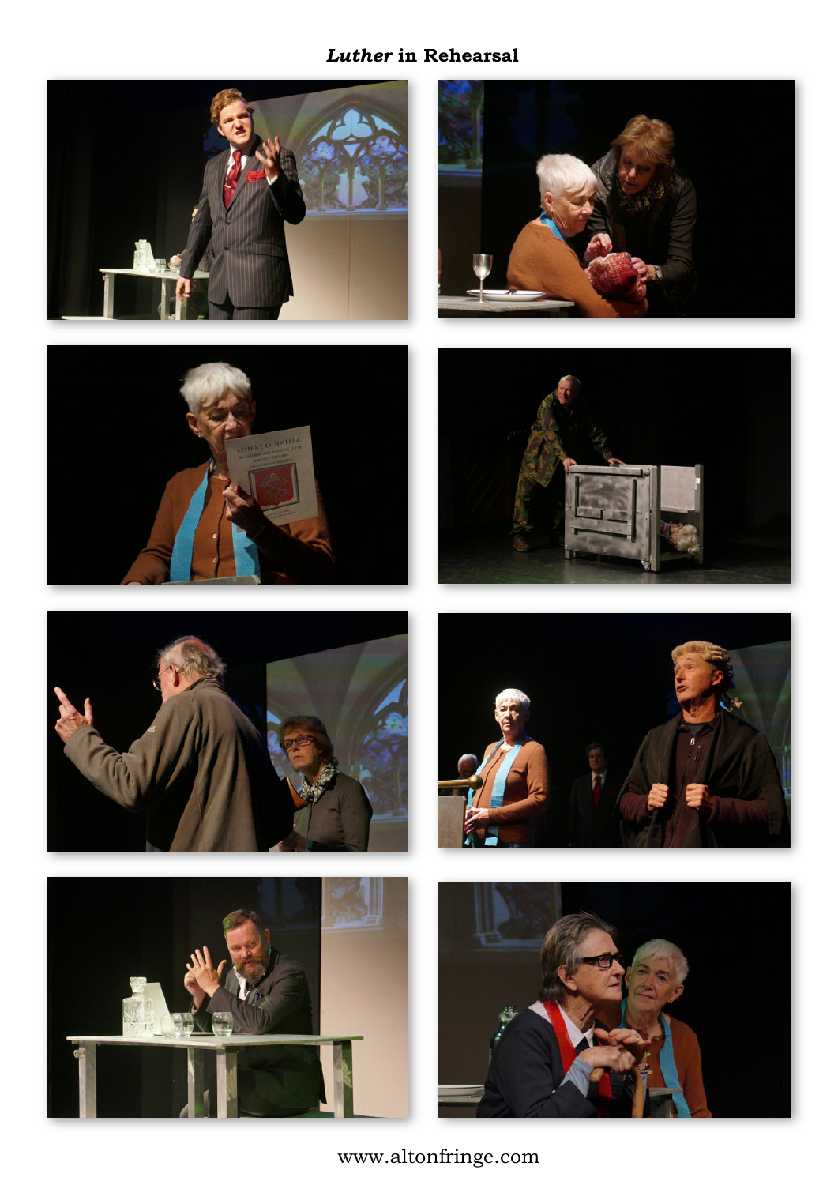## *Luther* in Rehearsal

www.altonfringe.com